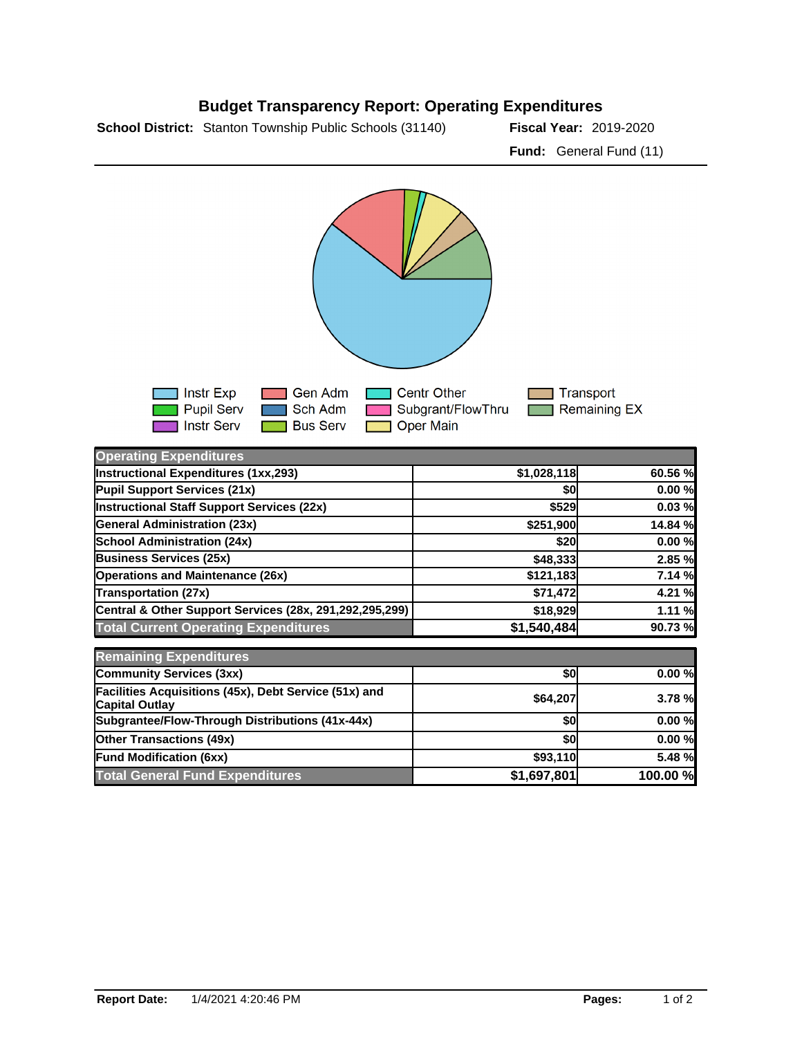# Budget Transparency Report: Operating Expenditures

**School District:** Stanton Township Public Schools (31140)　　**Fiscal Year:** 2019-2020

**Fund:** General Fund (11)

Instr Exp
Pupil Serv
Instr Serv
Gen Adm
Sch Adm
Bus Serv
Centr Other
Subgrant/FlowThru
Oper Main
Transport
Remaining EX

| Operating Expenditures | | |
|---|---|---|
| Instructional Expenditures (1xx,293) | $1,028,118 | 60.56 % |
| Pupil Support Services (21x) | $0 | 0.00 % |
| Instructional Staff Support Services (22x) | $529 | 0.03 % |
| General Administration (23x) | $251,900 | 14.84 % |
| School Administration (24x) | $20 | 0.00 % |
| Business Services (25x) | $48,333 | 2.85 % |
| Operations and Maintenance (26x) | $121,183 | 7.14 % |
| Transportation (27x) | $71,472 | 4.21 % |
| Central & Other Support Services (28x, 291,292,295,299) | $18,929 | 1.11 % |
| **Total Current Operating Expenditures** | **$1,540,484** | **90.73 %** |

| Remaining Expenditures | | |
|---|---|---|
| Community Services (3xx) | $0 | 0.00 % |
| Facilities Acquisitions (45x), Debt Service (51x) and Capital Outlay | $64,207 | 3.78 % |
| Subgrantee/Flow-Through Distributions (41x-44x) | $0 | 0.00 % |
| Other Transactions (49x) | $0 | 0.00 % |
| Fund Modification (6xx) | $93,110 | 5.48 % |
| **Total General Fund Expenditures** | **$1,697,801** | **100.00 %** |

**Report Date:** 1/4/2021 4:20:46 PM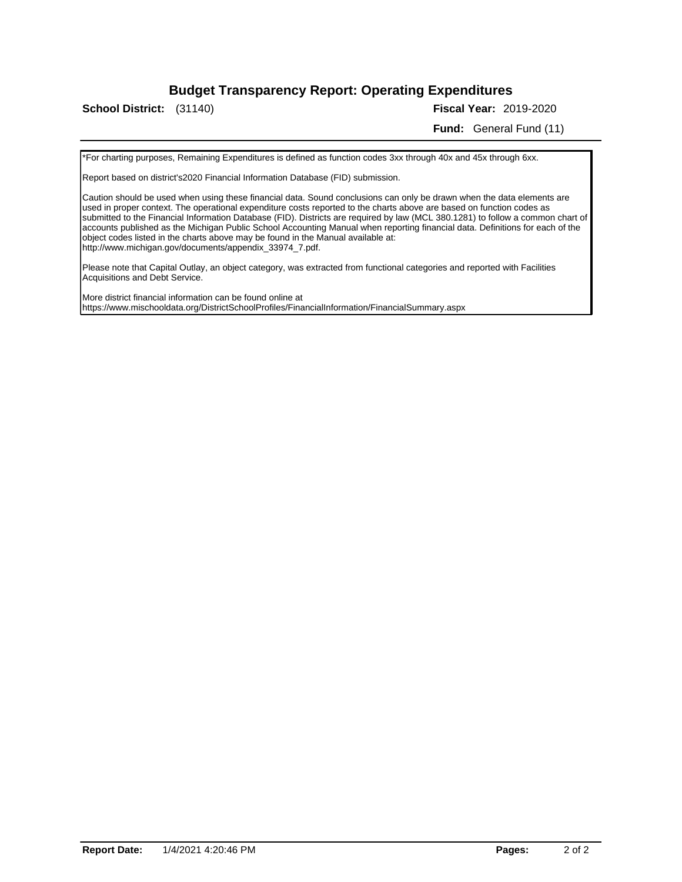# Budget Transparency Report: Operating Expenditures

**School District:** (31140)

**Fiscal Year:** 2019-2020

**Fund:** General Fund (11)

*For charting purposes, Remaining Expenditures is defined as function codes 3xx through 40x and 45x through 6xx.

Report based on district's2020 Financial Information Database (FID) submission.

Caution should be used when using these financial data. Sound conclusions can only be drawn when the data elements are used in proper context. The operational expenditure costs reported to the charts above are based on function codes as submitted to the Financial Information Database (FID). Districts are required by law (MCL 380.1281) to follow a common chart of accounts published as the Michigan Public School Accounting Manual when reporting financial data. Definitions for each of the object codes listed in the charts above may be found in the Manual available at: http://www.michigan.gov/documents/appendix_33974_7.pdf.

Please note that Capital Outlay, an object category, was extracted from functional categories and reported with Facilities Acquisitions and Debt Service.

More district financial information can be found online at https://www.mischooldata.org/DistrictSchoolProfiles/FinancialInformation/FinancialSummary.aspx

**Report Date:** 1/4/2021 4:20:46 PM